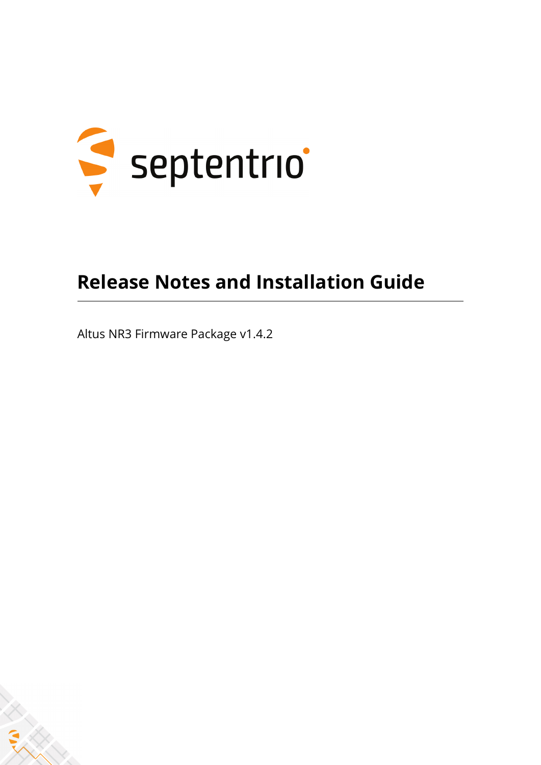septentrio

# Release Notes and Installation Guide

Altus NR3 Firmware Package v1.4.2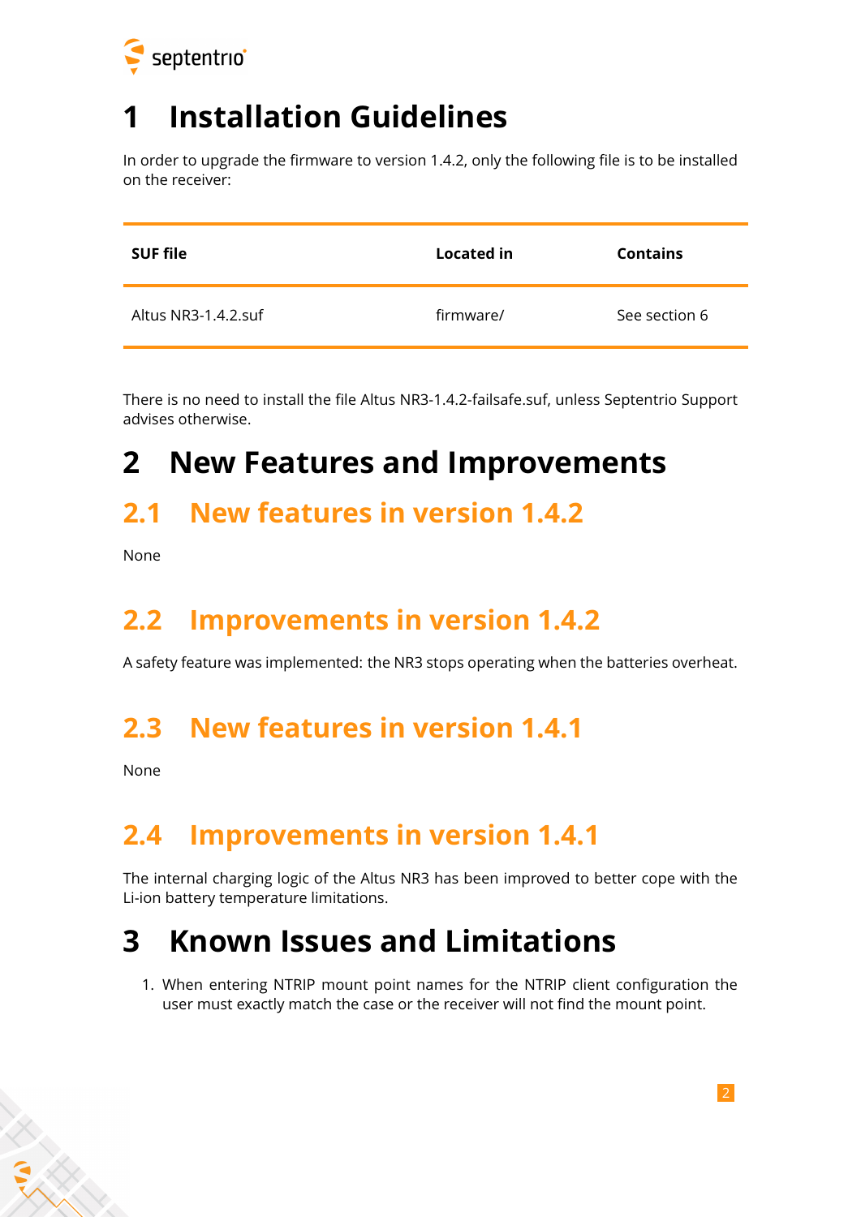# 1 Installation Guidelines

In order to upgrade the firmware to version 1.4.2, only the following file is to be installed on the receiver:

| SUF file | Located in | Contains |
|---|---|---|
| Altus NR3-1.4.2.suf | firmware/ | See section 6 |

There is no need to install the file Altus NR3-1.4.2-failsafe.suf, unless Septentrio Support advises otherwise.

# 2 New Features and Improvements

## 2.1 New features in version 1.4.2

None

## 2.2 Improvements in version 1.4.2

A safety feature was implemented: the NR3 stops operating when the batteries overheat.

## 2.3 New features in version 1.4.1

None

## 2.4 Improvements in version 1.4.1

The internal charging logic of the Altus NR3 has been improved to better cope with the Li-ion battery temperature limitations.

# 3 Known Issues and Limitations

1. When entering NTRIP mount point names for the NTRIP client configuration the user must exactly match the case or the receiver will not find the mount point.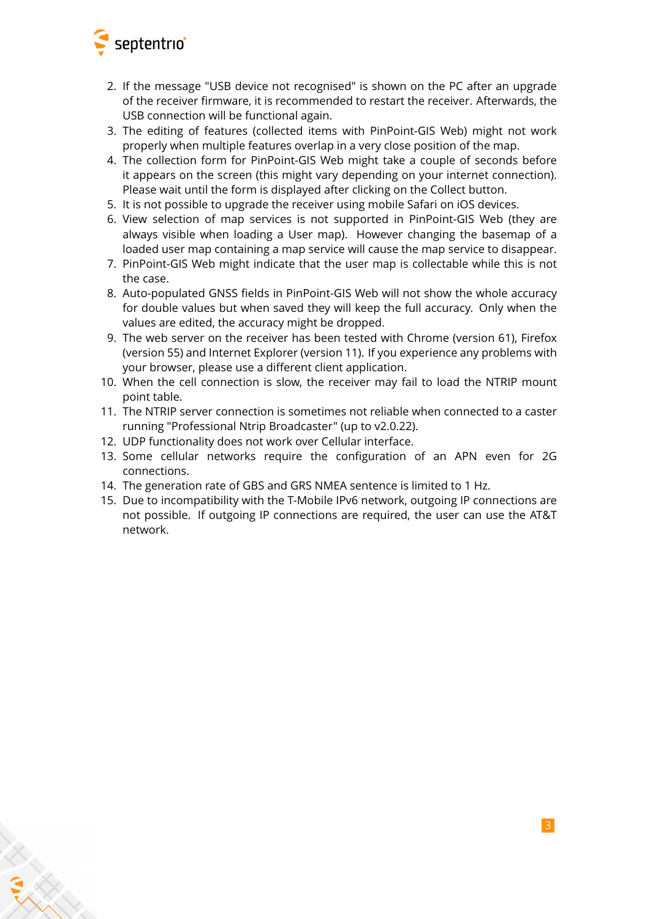2. If the message "USB device not recognised" is shown on the PC after an upgrade of the receiver firmware, it is recommended to restart the receiver. Afterwards, the USB connection will be functional again.
3. The editing of features (collected items with PinPoint-GIS Web) might not work properly when multiple features overlap in a very close position of the map.
4. The collection form for PinPoint-GIS Web might take a couple of seconds before it appears on the screen (this might vary depending on your internet connection). Please wait until the form is displayed after clicking on the Collect button.
5. It is not possible to upgrade the receiver using mobile Safari on iOS devices.
6. View selection of map services is not supported in PinPoint-GIS Web (they are always visible when loading a User map). However changing the basemap of a loaded user map containing a map service will cause the map service to disappear.
7. PinPoint-GIS Web might indicate that the user map is collectable while this is not the case.
8. Auto-populated GNSS fields in PinPoint-GIS Web will not show the whole accuracy for double values but when saved they will keep the full accuracy. Only when the values are edited, the accuracy might be dropped.
9. The web server on the receiver has been tested with Chrome (version 61), Firefox (version 55) and Internet Explorer (version 11). If you experience any problems with your browser, please use a different client application.
10. When the cell connection is slow, the receiver may fail to load the NTRIP mount point table.
11. The NTRIP server connection is sometimes not reliable when connected to a caster running "Professional Ntrip Broadcaster" (up to v2.0.22).
12. UDP functionality does not work over Cellular interface.
13. Some cellular networks require the configuration of an APN even for 2G connections.
14. The generation rate of GBS and GRS NMEA sentence is limited to 1 Hz.
15. Due to incompatibility with the T-Mobile IPv6 network, outgoing IP connections are not possible. If outgoing IP connections are required, the user can use the AT&T network.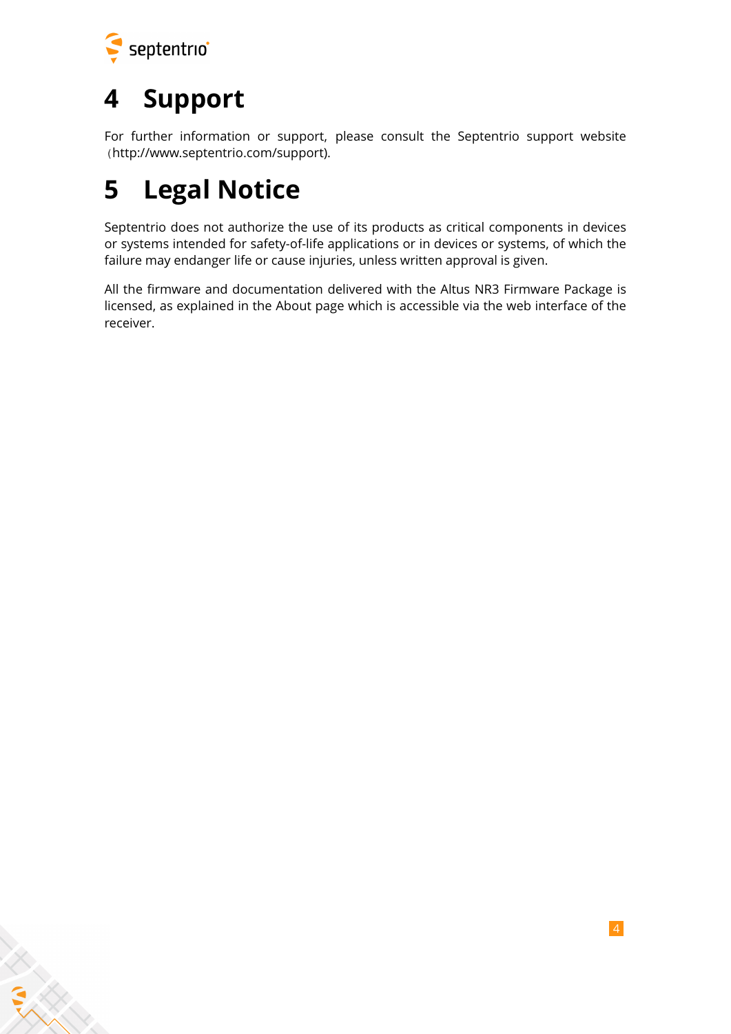# 4 Support

For further information or support, please consult the Septentrio support website (http://www.septentrio.com/support).

# 5 Legal Notice

Septentrio does not authorize the use of its products as critical components in devices or systems intended for safety-of-life applications or in devices or systems, of which the failure may endanger life or cause injuries, unless written approval is given.

All the firmware and documentation delivered with the Altus NR3 Firmware Package is licensed, as explained in the About page which is accessible via the web interface of the receiver.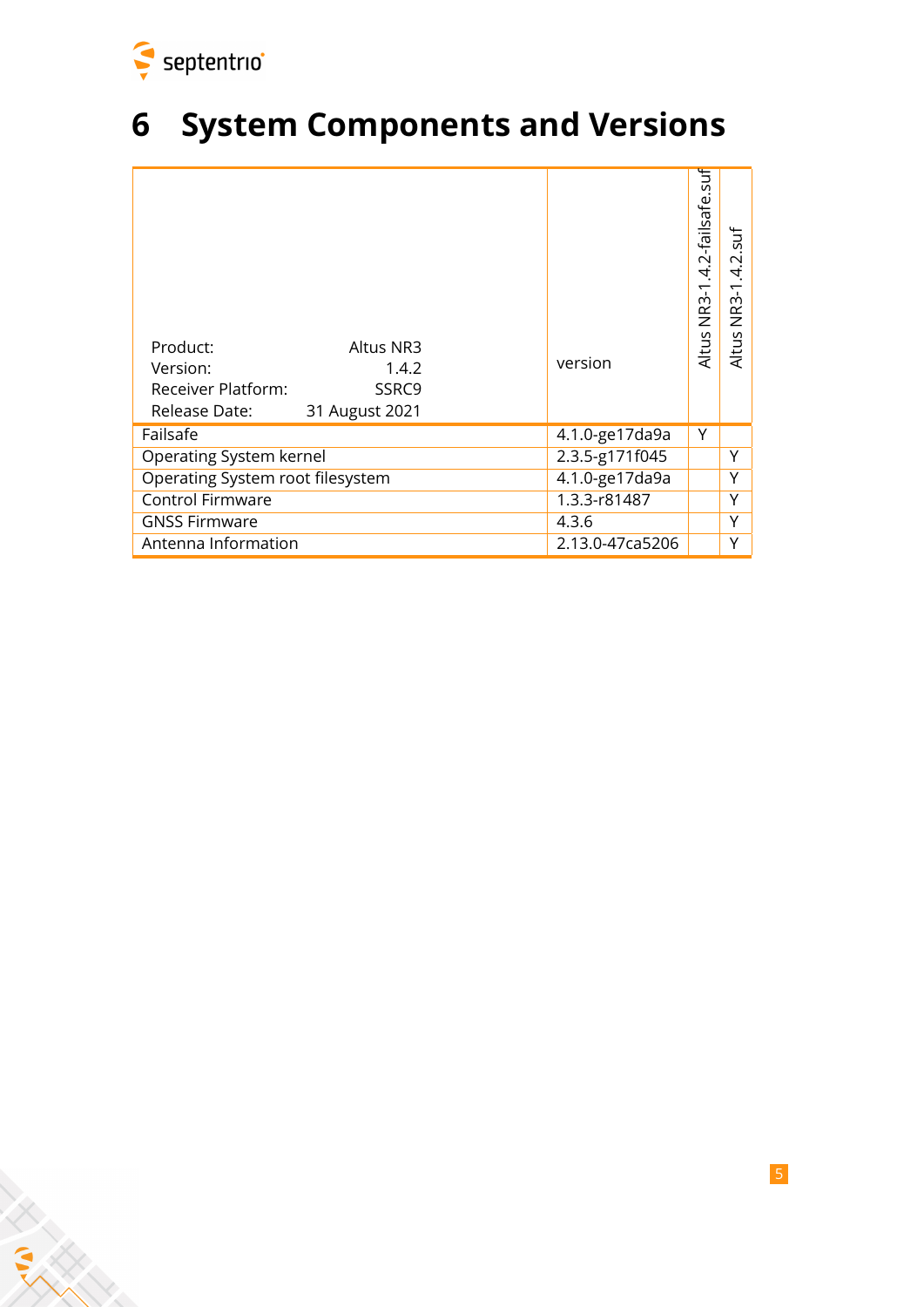# 6 System Components and Versions

| Product: Altus NR3<br>Version: 1.4.2<br>Receiver Platform: SSRC9<br>Release Date: 31 August 2021 | version | Altus NR3-1.4.2-failsafe.suf | Altus NR3-1.4.2.suf |
|---|---|---|---|
| Failsafe | 4.1.0-ge17da9a | Y | |
| Operating System kernel | 2.3.5-g171f045 | | Y |
| Operating System root filesystem | 4.1.0-ge17da9a | | Y |
| Control Firmware | 1.3.3-r81487 | | Y |
| GNSS Firmware | 4.3.6 | | Y |
| Antenna Information | 2.13.0-47ca5206 | | Y |